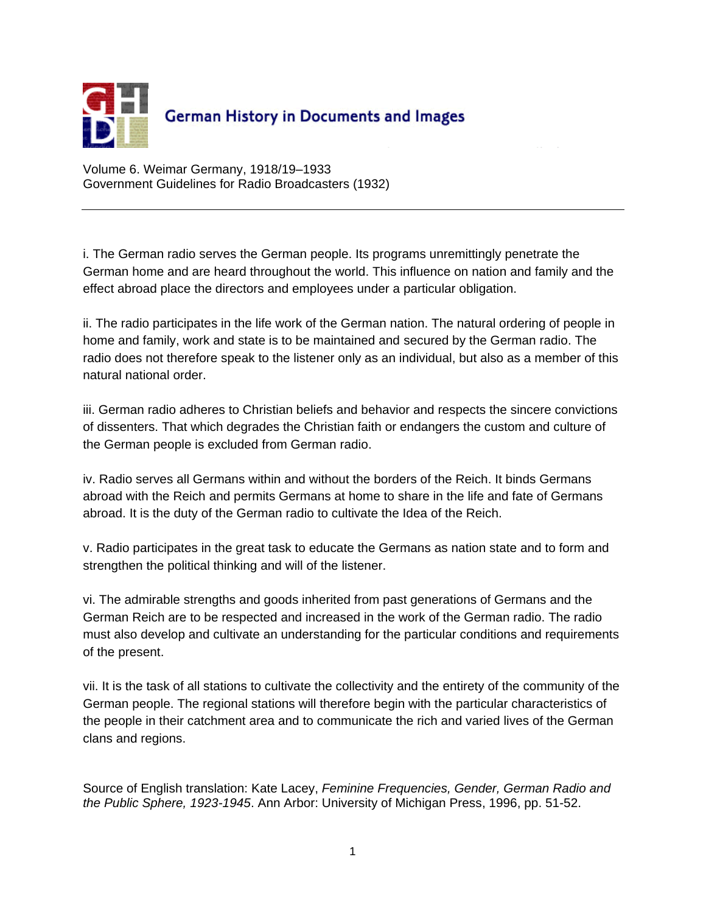German History in Documents and Images

Volume 6. Weimar Germany, 1918/19–1933
Government Guidelines for Radio Broadcasters (1932)

---

i. The German radio serves the German people. Its programs unremittingly penetrate the German home and are heard throughout the world. This influence on nation and family and the effect abroad place the directors and employees under a particular obligation.

ii. The radio participates in the life work of the German nation. The natural ordering of people in home and family, work and state is to be maintained and secured by the German radio. The radio does not therefore speak to the listener only as an individual, but also as a member of this natural national order.

iii. German radio adheres to Christian beliefs and behavior and respects the sincere convictions of dissenters. That which degrades the Christian faith or endangers the custom and culture of the German people is excluded from German radio.

iv. Radio serves all Germans within and without the borders of the Reich. It binds Germans abroad with the Reich and permits Germans at home to share in the life and fate of Germans abroad. It is the duty of the German radio to cultivate the Idea of the Reich.

v. Radio participates in the great task to educate the Germans as nation state and to form and strengthen the political thinking and will of the listener.

vi. The admirable strengths and goods inherited from past generations of Germans and the German Reich are to be respected and increased in the work of the German radio. The radio must also develop and cultivate an understanding for the particular conditions and requirements of the present.

vii. It is the task of all stations to cultivate the collectivity and the entirety of the community of the German people. The regional stations will therefore begin with the particular characteristics of the people in their catchment area and to communicate the rich and varied lives of the German clans and regions.

Source of English translation: Kate Lacey, *Feminine Frequencies, Gender, German Radio and the Public Sphere, 1923-1945*. Ann Arbor: University of Michigan Press, 1996, pp. 51-52.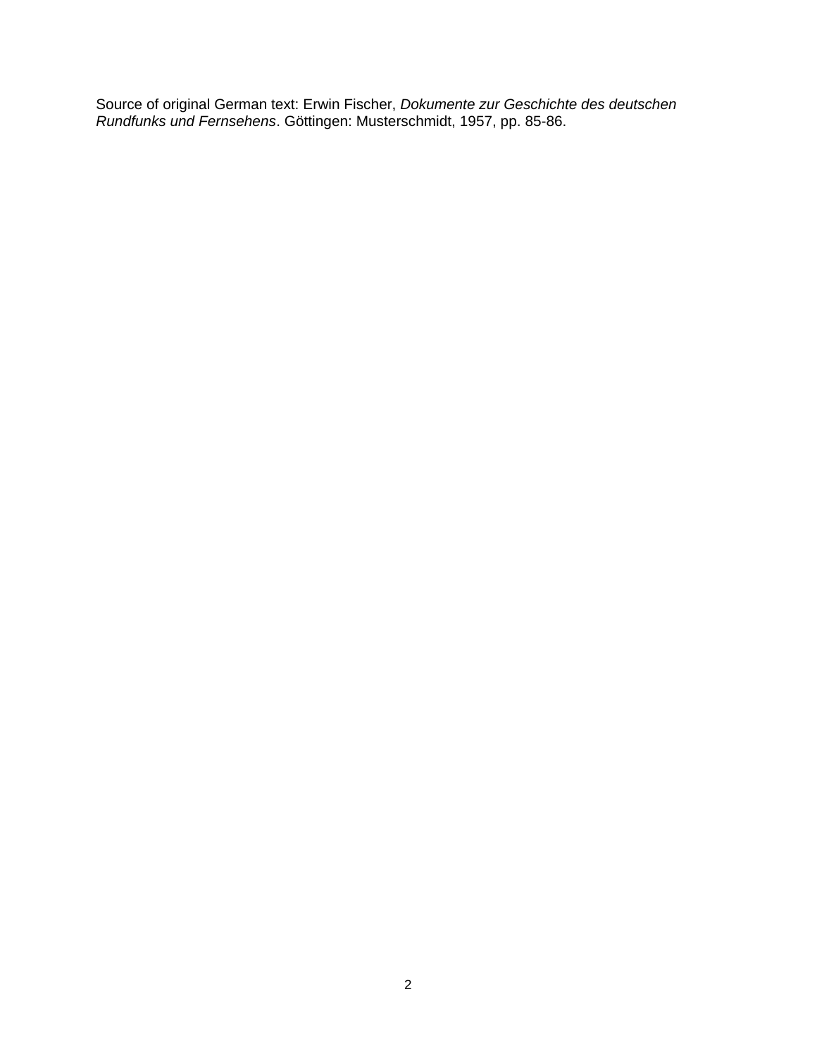Source of original German text: Erwin Fischer, *Dokumente zur Geschichte des deutschen Rundfunks und Fernsehens*. Göttingen: Musterschmidt, 1957, pp. 85-86.